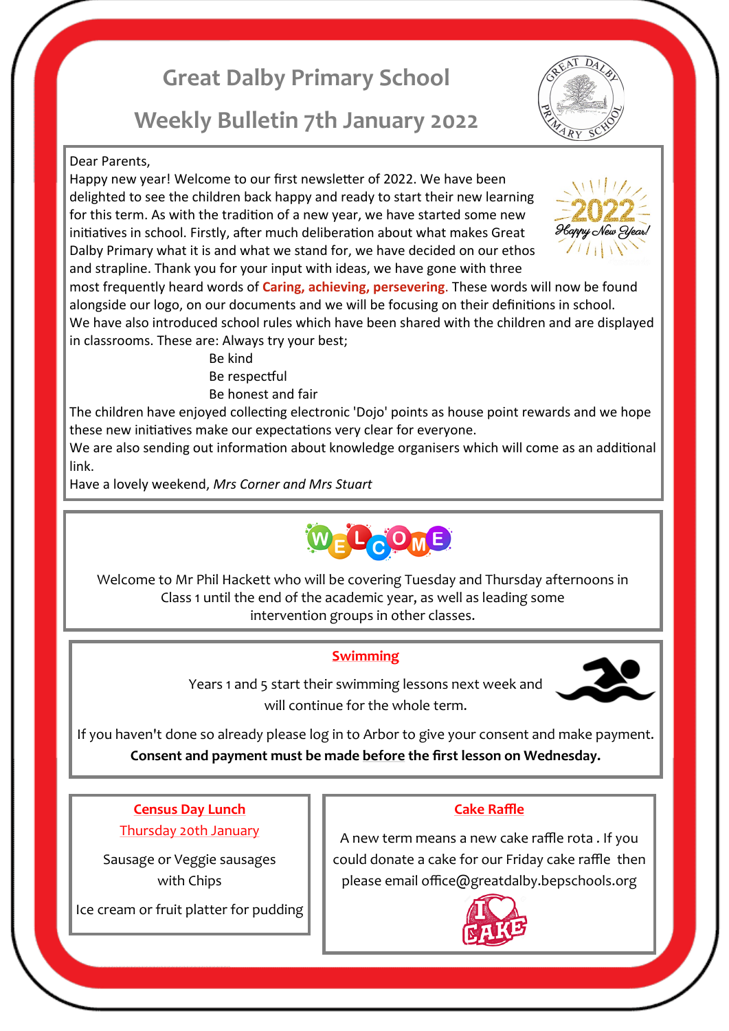# Great Dalby Primary School

## Weekly Bulletin 7th January 2022

Dear Parents,

Happy new year! Welcome to our first newsletter of 2022. We have been delighted to see the children back happy and ready to start their new learning for this term. As with the tradition of a new year, we have started some new initiatives in school. Firstly, after much deliberation about what makes Great Dalby Primary what it is and what we stand for, we have decided on our ethos and strapline. Thank you for your input with ideas, we have gone with three most frequently heard words of **Caring, achieving, persevering**. These words will now be found alongside our logo, on our documents and we will be focusing on their definitions in school.

We have also introduced school rules which have been shared with the children and are displayed in classrooms. These are: Always try your best;

Be kind

Be respectful

Be honest and fair

The children have enjoyed collecting electronic 'Dojo' points as house point rewards and we hope these new initiatives make our expectations very clear for everyone.

We are also sending out information about knowledge organisers which will come as an additional link.

Have a lovely weekend, *Mrs Corner and Mrs Stuart*

---

**WELCOME**

Welcome to Mr Phil Hackett who will be covering Tuesday and Thursday afternoons in Class 1 until the end of the academic year, as well as leading some intervention groups in other classes.

---

### Swimming

Years 1 and 5 start their swimming lessons next week and will continue for the whole term.

If you haven't done so already please log in to Arbor to give your consent and make payment.

**Consent and payment must be made before the first lesson on Wednesday.**

---

### Census Day Lunch

Thursday 20th January

Sausage or Veggie sausages with Chips

Ice cream or fruit platter for pudding

---

### Cake Raffle

A new term means a new cake raffle rota . If you could donate a cake for our Friday cake raffle then please email office@greatdalby.bepschools.org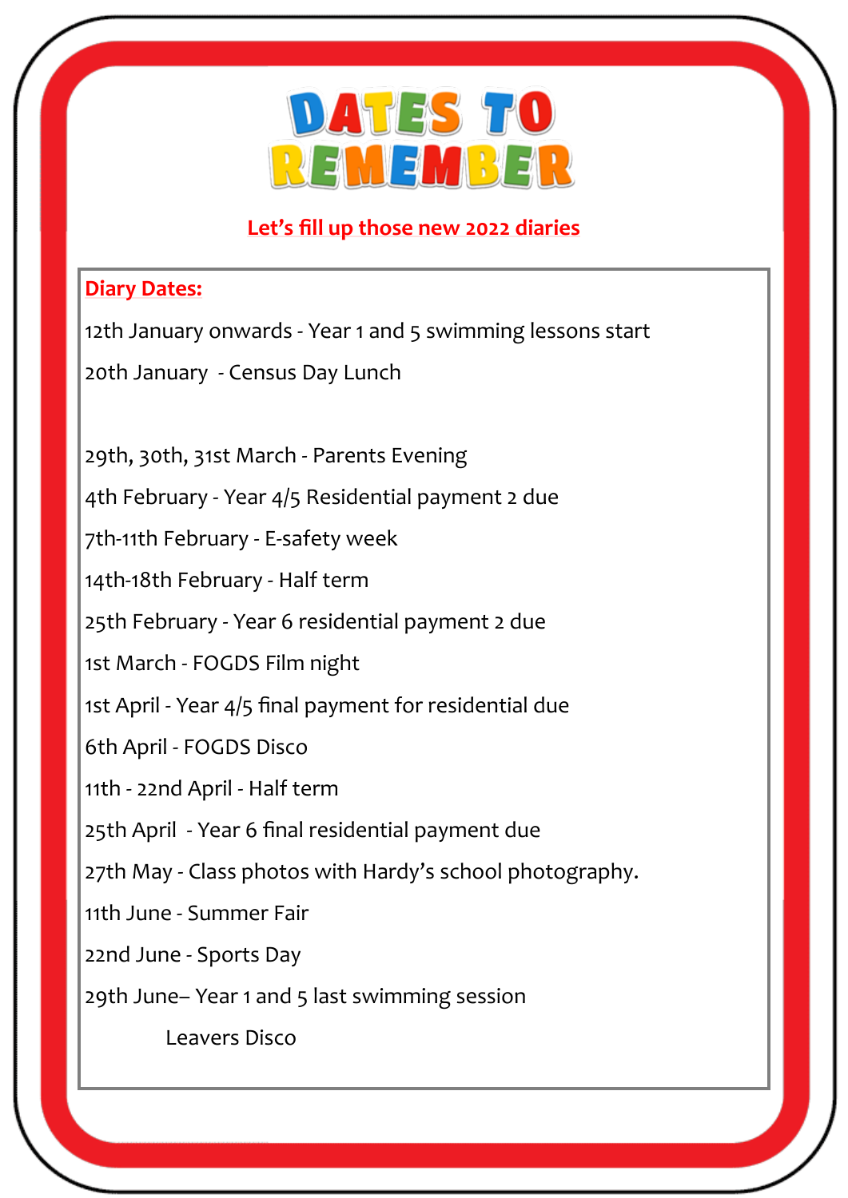# DATES TO REMEMBER

**Let's fill up those new 2022 diaries**

**Diary Dates:**

12th January onwards - Year 1 and 5 swimming lessons start

20th January - Census Day Lunch

29th, 30th, 31st March - Parents Evening

4th February - Year 4/5 Residential payment 2 due

7th-11th February - E-safety week

14th-18th February - Half term

25th February - Year 6 residential payment 2 due

1st March - FOGDS Film night

1st April - Year 4/5 final payment for residential due

6th April - FOGDS Disco

11th - 22nd April - Half term

25th April - Year 6 final residential payment due

27th May - Class photos with Hardy's school photography.

11th June - Summer Fair

22nd June - Sports Day

29th June– Year 1 and 5 last swimming session

Leavers Disco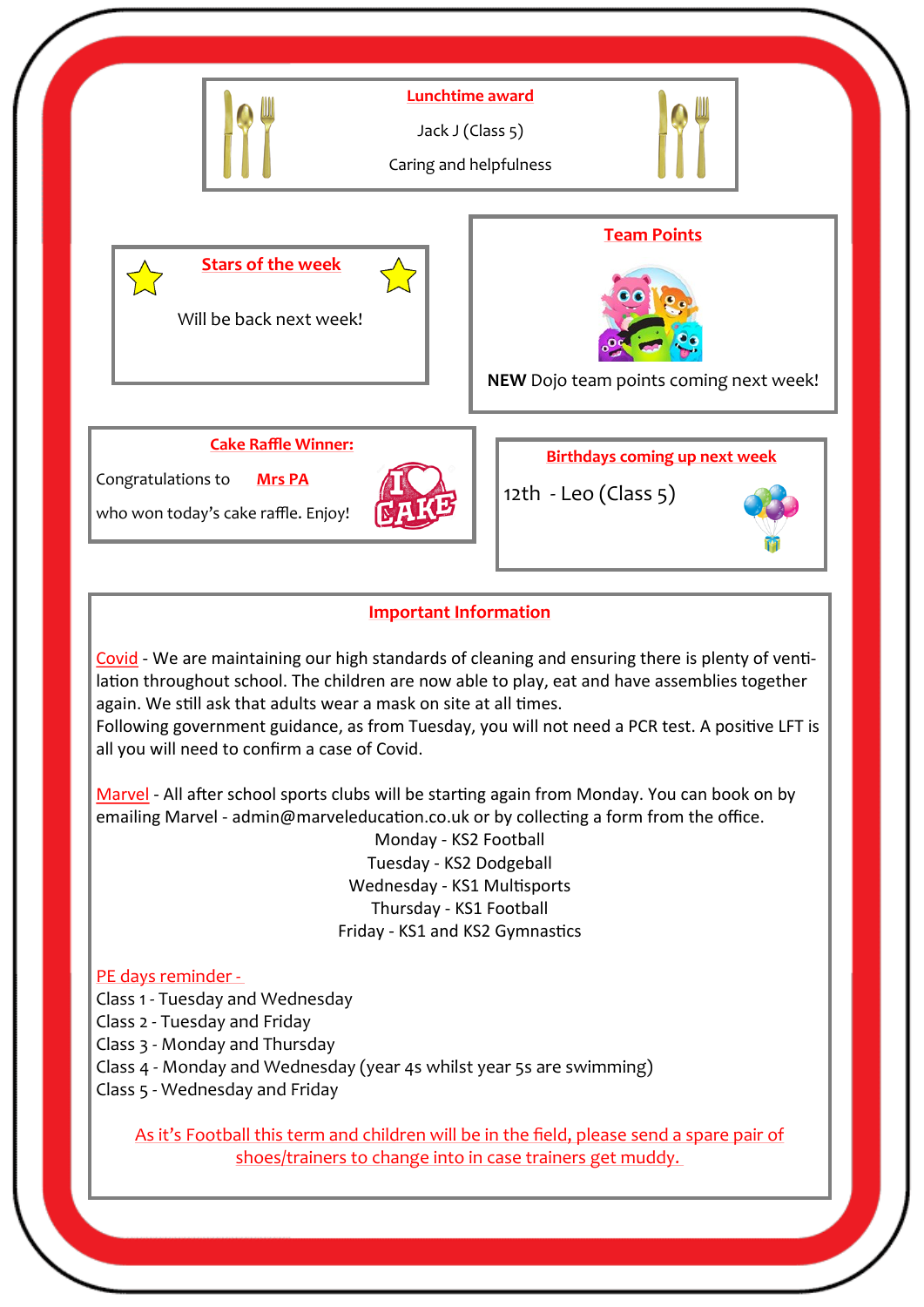## Lunchtime award

Jack J (Class 5)

Caring and helpfulness

## Stars of the week

Will be back next week!

## Team Points

**NEW** Dojo team points coming next week!

## Cake Raffle Winner:

Congratulations to **Mrs PA**

who won today's cake raffle. Enjoy!

## Birthdays coming up next week

12th - Leo (Class 5)

## Important Information

Covid - We are maintaining our high standards of cleaning and ensuring there is plenty of ventilation throughout school. The children are now able to play, eat and have assemblies together again. We still ask that adults wear a mask on site at all times.
Following government guidance, as from Tuesday, you will not need a PCR test. A positive LFT is all you will need to confirm a case of Covid.

Marvel - All after school sports clubs will be starting again from Monday. You can book on by emailing Marvel - admin@marveleducation.co.uk or by collecting a form from the office.

Monday - KS2 Football
Tuesday - KS2 Dodgeball
Wednesday - KS1 Multisports
Thursday - KS1 Football
Friday - KS1 and KS2 Gymnastics

PE days reminder -

Class 1 - Tuesday and Wednesday
Class 2 - Tuesday and Friday
Class 3 - Monday and Thursday
Class 4 - Monday and Wednesday (year 4s whilst year 5s are swimming)
Class 5 - Wednesday and Friday

As it's Football this term and children will be in the field, please send a spare pair of shoes/trainers to change into in case trainers get muddy.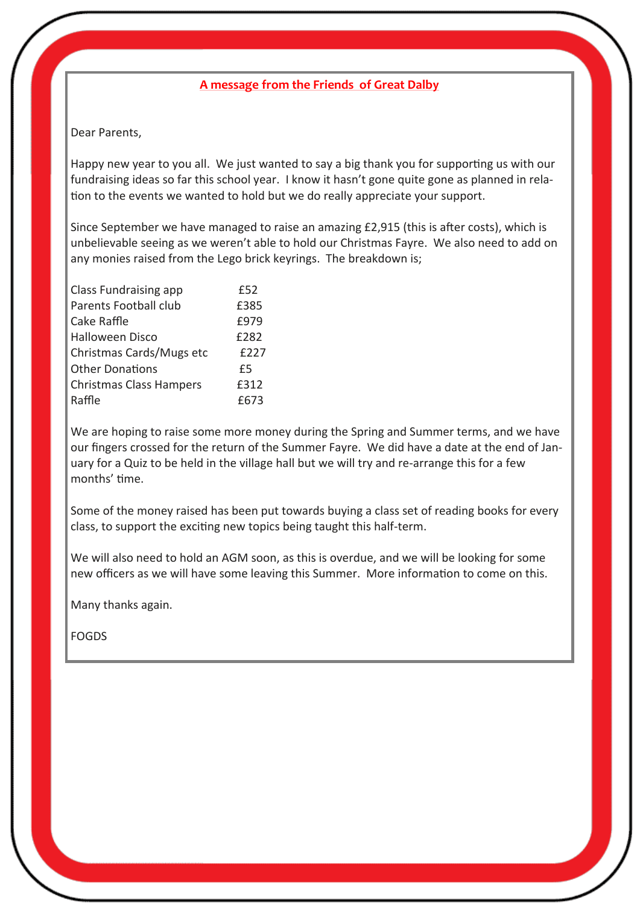## A message from the Friends of Great Dalby

Dear Parents,

Happy new year to you all. We just wanted to say a big thank you for supporting us with our fundraising ideas so far this school year. I know it hasn't gone quite gone as planned in relation to the events we wanted to hold but we do really appreciate your support.

Since September we have managed to raise an amazing £2,915 (this is after costs), which is unbelievable seeing as we weren't able to hold our Christmas Fayre. We also need to add on any monies raised from the Lego brick keyrings. The breakdown is;

| | |
|---|---|
| Class Fundraising app | £52 |
| Parents Football club | £385 |
| Cake Raffle | £979 |
| Halloween Disco | £282 |
| Christmas Cards/Mugs etc | £227 |
| Other Donations | £5 |
| Christmas Class Hampers | £312 |
| Raffle | £673 |

We are hoping to raise some more money during the Spring and Summer terms, and we have our fingers crossed for the return of the Summer Fayre. We did have a date at the end of January for a Quiz to be held in the village hall but we will try and re-arrange this for a few months' time.

Some of the money raised has been put towards buying a class set of reading books for every class, to support the exciting new topics being taught this half-term.

We will also need to hold an AGM soon, as this is overdue, and we will be looking for some new officers as we will have some leaving this Summer. More information to come on this.

Many thanks again.

FOGDS